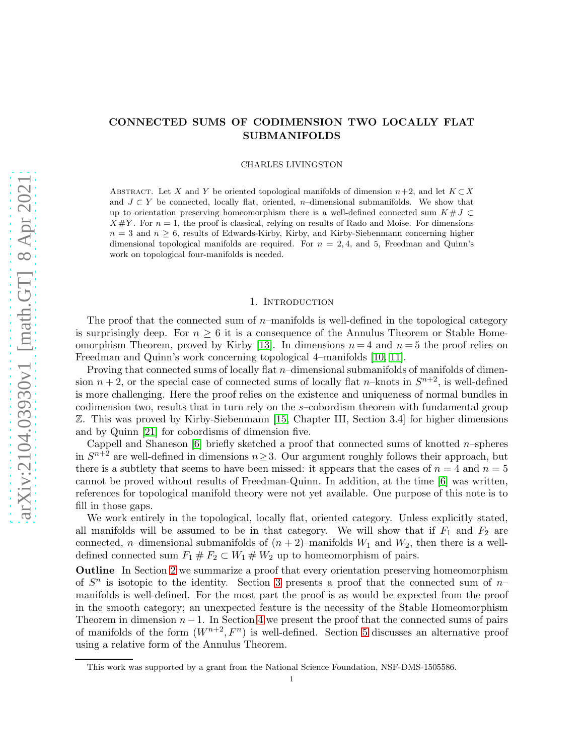# CONNECTED SUMS OF CODIMENSION TWO LOCALLY FLAT SUBMANIFOLDS

CHARLES LIVINGSTON

Abstract. Let $X$ and $Y$ be oriented topological manifolds of dimension $n+2$, and let $K \subset X$ and $J \subset Y$ be connected, locally flat, oriented, $n$–dimensional submanifolds. We show that up to orientation preserving homeomorphism there is a well-defined connected sum $K \# J \subset X \# Y$. For $n = 1$, the proof is classical, relying on results of Rado and Moise. For dimensions $n = 3$ and $n \geq 6$, results of Edwards-Kirby, Kirby, and Kirby-Siebenmann concerning higher dimensional topological manifolds are required. For $n = 2, 4,$ and $5$, Freedman and Quinn's work on topological four-manifolds is needed.

## 1. Introduction

The proof that the connected sum of $n$–manifolds is well-defined in the topological category is surprisingly deep. For $n \geq 6$ it is a consequence of the Annulus Theorem or Stable Homeomorphism Theorem, proved by Kirby [13]. In dimensions $n = 4$ and $n = 5$ the proof relies on Freedman and Quinn's work concerning topological 4–manifolds [10, 11].

Proving that connected sums of locally flat $n$–dimensional submanifolds of manifolds of dimension $n + 2$, or the special case of connected sums of locally flat $n$–knots in $S^{n+2}$, is well-defined is more challenging. Here the proof relies on the existence and uniqueness of normal bundles in codimension two, results that in turn rely on the $s$–cobordism theorem with fundamental group $\mathbb{Z}$. This was proved by Kirby-Siebenmann [15, Chapter III, Section 3.4] for higher dimensions and by Quinn [21] for cobordisms of dimension five.

Cappell and Shaneson [6] briefly sketched a proof that connected sums of knotted $n$–spheres in $S^{n+2}$ are well-defined in dimensions $n \geq 3$. Our argument roughly follows their approach, but there is a subtlety that seems to have been missed: it appears that the cases of $n = 4$ and $n = 5$ cannot be proved without results of Freedman-Quinn. In addition, at the time [6] was written, references for topological manifold theory were not yet available. One purpose of this note is to fill in those gaps.

We work entirely in the topological, locally flat, oriented category. Unless explicitly stated, all manifolds will be assumed to be in that category. We will show that if $F_1$ and $F_2$ are connected, $n$–dimensional submanifolds of $(n + 2)$–manifolds $W_1$ and $W_2$, then there is a well-defined connected sum $F_1 \# F_2 \subset W_1 \# W_2$ up to homeomorphism of pairs.

**Outline** In Section 2 we summarize a proof that every orientation preserving homeomorphism of $S^n$ is isotopic to the identity. Section 3 presents a proof that the connected sum of $n$–manifolds is well-defined. For the most part the proof is as would be expected from the proof in the smooth category; an unexpected feature is the necessity of the Stable Homeomorphism Theorem in dimension $n - 1$. In Section 4 we present the proof that the connected sums of pairs of manifolds of the form $(W^{n+2}, F^n)$ is well-defined. Section 5 discusses an alternative proof using a relative form of the Annulus Theorem.

This work was supported by a grant from the National Science Foundation, NSF-DMS-1505586.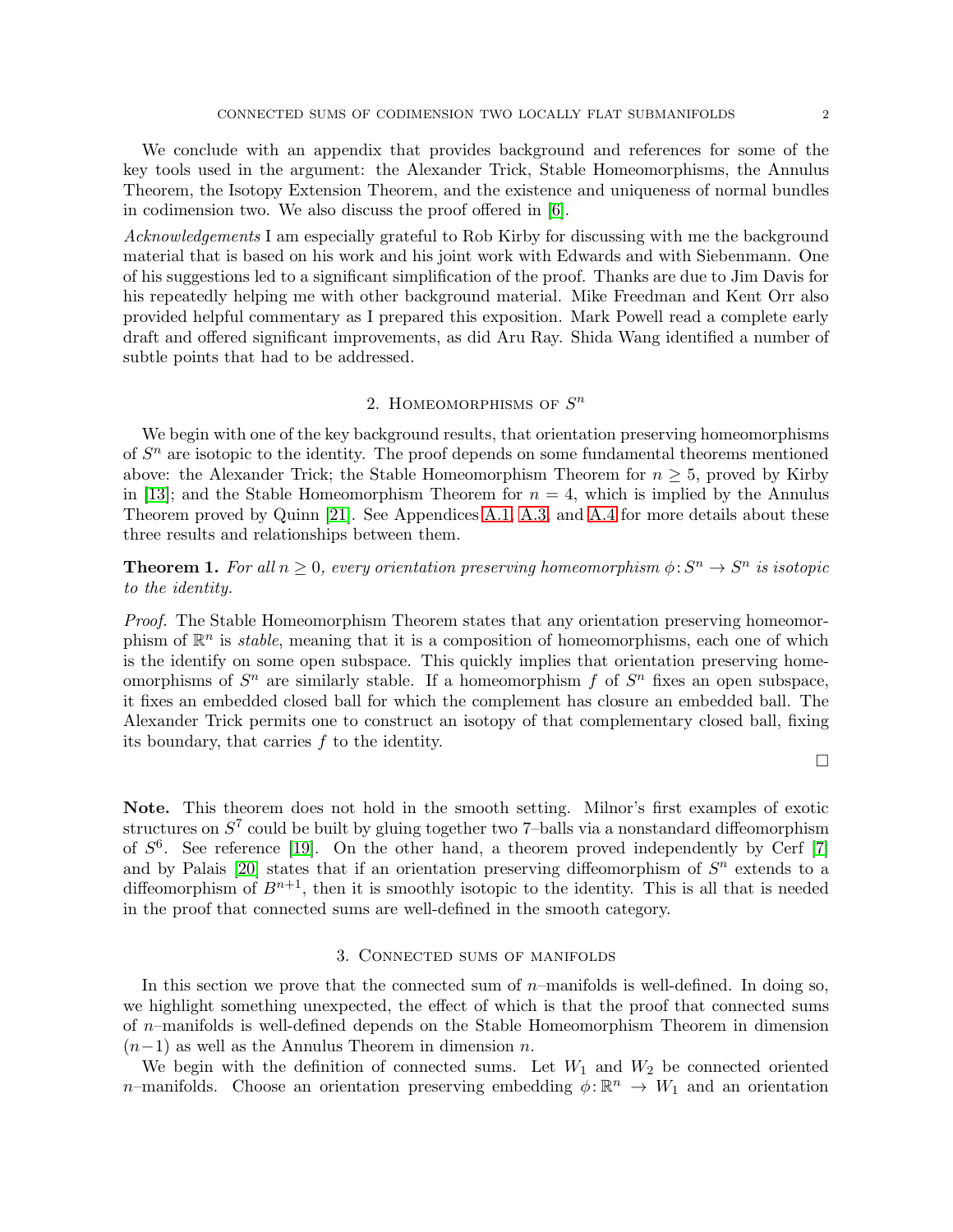We conclude with an appendix that provides background and references for some of the key tools used in the argument: the Alexander Trick, Stable Homeomorphisms, the Annulus Theorem, the Isotopy Extension Theorem, and the existence and uniqueness of normal bundles in codimension two. We also discuss the proof offered in [6].

*Acknowledgements* I am especially grateful to Rob Kirby for discussing with me the background material that is based on his work and his joint work with Edwards and with Siebenmann. One of his suggestions led to a significant simplification of the proof. Thanks are due to Jim Davis for his repeatedly helping me with other background material. Mike Freedman and Kent Orr also provided helpful commentary as I prepared this exposition. Mark Powell read a complete early draft and offered significant improvements, as did Aru Ray. Shida Wang identified a number of subtle points that had to be addressed.

## 2. Homeomorphisms of $S^n$

We begin with one of the key background results, that orientation preserving homeomorphisms of $S^n$ are isotopic to the identity. The proof depends on some fundamental theorems mentioned above: the Alexander Trick; the Stable Homeomorphism Theorem for $n \geq 5$, proved by Kirby in [13]; and the Stable Homeomorphism Theorem for $n = 4$, which is implied by the Annulus Theorem proved by Quinn [21]. See Appendices A.1, A.3, and A.4 for more details about these three results and relationships between them.

**Theorem 1.** *For all $n \geq 0$, every orientation preserving homeomorphism $\phi\colon S^n \to S^n$ is isotopic to the identity.*

*Proof.* The Stable Homeomorphism Theorem states that any orientation preserving homeomorphism of $\mathbb{R}^n$ is *stable*, meaning that it is a composition of homeomorphisms, each one of which is the identify on some open subspace. This quickly implies that orientation preserving homeomorphisms of $S^n$ are similarly stable. If a homeomorphism $f$ of $S^n$ fixes an open subspace, it fixes an embedded closed ball for which the complement has closure an embedded ball. The Alexander Trick permits one to construct an isotopy of that complementary closed ball, fixing its boundary, that carries $f$ to the identity. □

**Note.** This theorem does not hold in the smooth setting. Milnor's first examples of exotic structures on $S^7$ could be built by gluing together two 7–balls via a nonstandard diffeomorphism of $S^6$. See reference [19]. On the other hand, a theorem proved independently by Cerf [7] and by Palais [20] states that if an orientation preserving diffeomorphism of $S^n$ extends to a diffeomorphism of $B^{n+1}$, then it is smoothly isotopic to the identity. This is all that is needed in the proof that connected sums are well-defined in the smooth category.

## 3. Connected sums of manifolds

In this section we prove that the connected sum of $n$–manifolds is well-defined. In doing so, we highlight something unexpected, the effect of which is that the proof that connected sums of $n$–manifolds is well-defined depends on the Stable Homeomorphism Theorem in dimension $(n-1)$ as well as the Annulus Theorem in dimension $n$.

We begin with the definition of connected sums. Let $W_1$ and $W_2$ be connected oriented $n$–manifolds. Choose an orientation preserving embedding $\phi\colon \mathbb{R}^n \to W_1$ and an orientation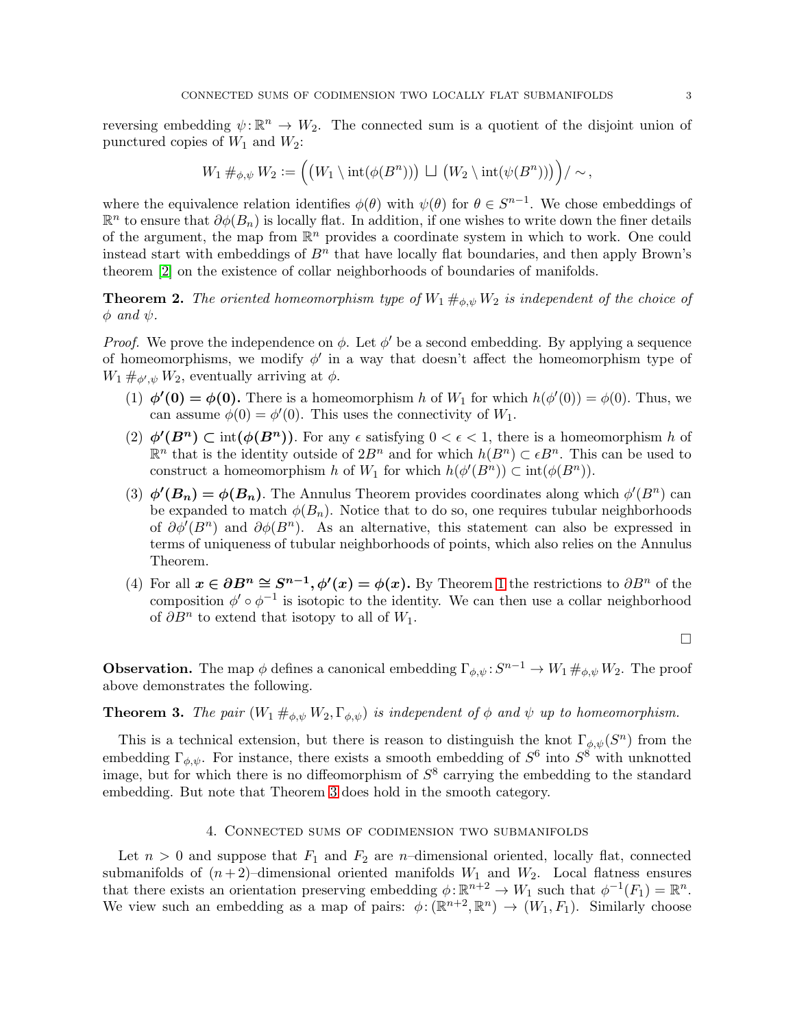reversing embedding $\psi\colon \mathbb{R}^n \to W_2$. The connected sum is a quotient of the disjoint union of punctured copies of $W_1$ and $W_2$:

$$W_1 \#_{\phi,\psi} W_2 := \Big( \big(W_1 \setminus \mathrm{int}(\phi(B^n))\big) \sqcup \big(W_2 \setminus \mathrm{int}(\psi(B^n))\big) \Big) / \sim,$$

where the equivalence relation identifies $\phi(\theta)$ with $\psi(\theta)$ for $\theta \in S^{n-1}$. We chose embeddings of $\mathbb{R}^n$ to ensure that $\partial\phi(B_n)$ is locally flat. In addition, if one wishes to write down the finer details of the argument, the map from $\mathbb{R}^n$ provides a coordinate system in which to work. One could instead start with embeddings of $B^n$ that have locally flat boundaries, and then apply Brown's theorem [2] on the existence of collar neighborhoods of boundaries of manifolds.

**Theorem 2.** *The oriented homeomorphism type of $W_1 \#_{\phi,\psi} W_2$ is independent of the choice of $\phi$ and $\psi$.*

*Proof.* We prove the independence on $\phi$. Let $\phi'$ be a second embedding. By applying a sequence of homeomorphisms, we modify $\phi'$ in a way that doesn't affect the homeomorphism type of $W_1 \#_{\phi',\psi} W_2$, eventually arriving at $\phi$.

1. $\boldsymbol{\phi'(0) = \phi(0).}$ There is a homeomorphism $h$ of $W_1$ for which $h(\phi'(0)) = \phi(0)$. Thus, we can assume $\phi(0) = \phi'(0)$. This uses the connectivity of $W_1$.
2. $\boldsymbol{\phi'(B^n) \subset \mathrm{int}(\phi(B^n))}$. For any $\epsilon$ satisfying $0 < \epsilon < 1$, there is a homeomorphism $h$ of $\mathbb{R}^n$ that is the identity outside of $2B^n$ and for which $h(B^n) \subset \epsilon B^n$. This can be used to construct a homeomorphism $h$ of $W_1$ for which $h(\phi'(B^n)) \subset \mathrm{int}(\phi(B^n))$.
3. $\boldsymbol{\phi'(B_n) = \phi(B_n)}$. The Annulus Theorem provides coordinates along which $\phi'(B^n)$ can be expanded to match $\phi(B_n)$. Notice that to do so, one requires tubular neighborhoods of $\partial\phi'(B^n)$ and $\partial\phi(B^n)$. As an alternative, this statement can also be expressed in terms of uniqueness of tubular neighborhoods of points, which also relies on the Annulus Theorem.
4. For all $\boldsymbol{x \in \partial B^n \cong S^{n-1}, \phi'(x) = \phi(x).}$ By Theorem 1 the restrictions to $\partial B^n$ of the composition $\phi' \circ \phi^{-1}$ is isotopic to the identity. We can then use a collar neighborhood of $\partial B^n$ to extend that isotopy to all of $W_1$.

□

**Observation.** The map $\phi$ defines a canonical embedding $\Gamma_{\phi,\psi}\colon S^{n-1} \to W_1 \#_{\phi,\psi} W_2$. The proof above demonstrates the following.

**Theorem 3.** *The pair $(W_1 \#_{\phi,\psi} W_2, \Gamma_{\phi,\psi})$ is independent of $\phi$ and $\psi$ up to homeomorphism.*

This is a technical extension, but there is reason to distinguish the knot $\Gamma_{\phi,\psi}(S^n)$ from the embedding $\Gamma_{\phi,\psi}$. For instance, there exists a smooth embedding of $S^6$ into $S^8$ with unknotted image, but for which there is no diffeomorphism of $S^8$ carrying the embedding to the standard embedding. But note that Theorem 3 does hold in the smooth category.

## 4. Connected sums of codimension two submanifolds

Let $n > 0$ and suppose that $F_1$ and $F_2$ are $n$–dimensional oriented, locally flat, connected submanifolds of $(n+2)$–dimensional oriented manifolds $W_1$ and $W_2$. Local flatness ensures that there exists an orientation preserving embedding $\phi\colon \mathbb{R}^{n+2} \to W_1$ such that $\phi^{-1}(F_1) = \mathbb{R}^n$. We view such an embedding as a map of pairs: $\phi\colon (\mathbb{R}^{n+2}, \mathbb{R}^n) \to (W_1, F_1)$. Similarly choose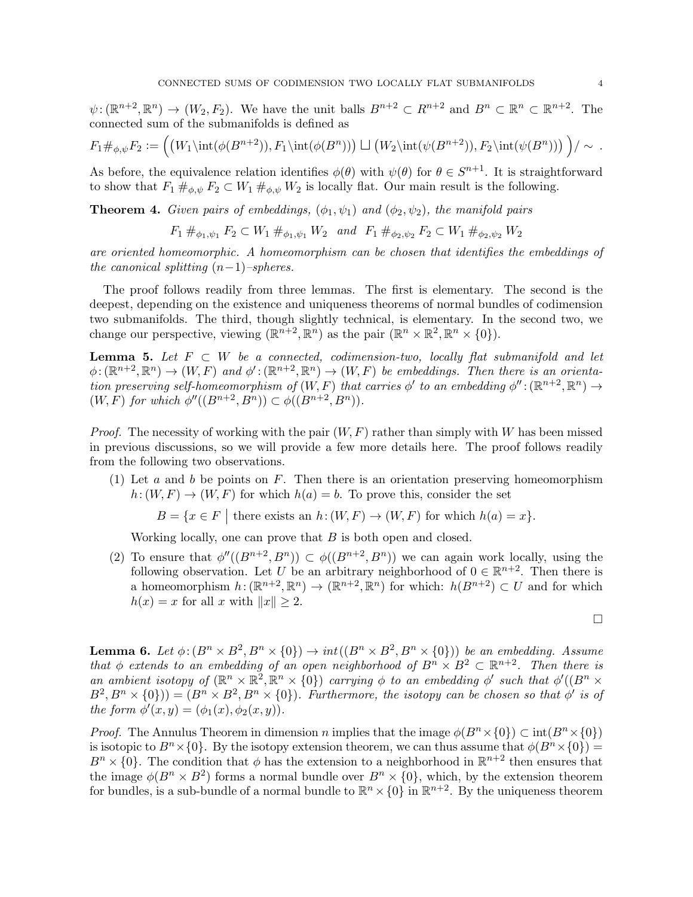$\psi\colon (\mathbb{R}^{n+2}, \mathbb{R}^n) \to (W_2, F_2)$. We have the unit balls $B^{n+2} \subset R^{n+2}$ and $B^n \subset \mathbb{R}^n \subset \mathbb{R}^{n+2}$. The connected sum of the submanifolds is defined as

$$F_1 \#_{\phi,\psi} F_2 := \Big( \big(W_1 \backslash \mathrm{int}(\phi(B^{n+2})), F_1 \backslash \mathrm{int}(\phi(B^n))\big) \sqcup \big(W_2 \backslash \mathrm{int}(\psi(B^{n+2})), F_2 \backslash \mathrm{int}(\psi(B^n))\big) \Big) / \sim \ .$$

As before, the equivalence relation identifies $\phi(\theta)$ with $\psi(\theta)$ for $\theta \in S^{n+1}$. It is straightforward to show that $F_1 \#_{\phi,\psi} F_2 \subset W_1 \#_{\phi,\psi} W_2$ is locally flat. Our main result is the following.

**Theorem 4.** *Given pairs of embeddings, $(\phi_1, \psi_1)$ and $(\phi_2, \psi_2)$, the manifold pairs*

$$F_1 \#_{\phi_1,\psi_1} F_2 \subset W_1 \#_{\phi_1,\psi_1} W_2 \quad \text{and} \quad F_1 \#_{\phi_2,\psi_2} F_2 \subset W_1 \#_{\phi_2,\psi_2} W_2$$

*are oriented homeomorphic. A homeomorphism can be chosen that identifies the embeddings of the canonical splitting $(n-1)$–spheres.*

The proof follows readily from three lemmas. The first is elementary. The second is the deepest, depending on the existence and uniqueness theorems of normal bundles of codimension two submanifolds. The third, though slightly technical, is elementary. In the second two, we change our perspective, viewing $(\mathbb{R}^{n+2}, \mathbb{R}^n)$ as the pair $(\mathbb{R}^n \times \mathbb{R}^2, \mathbb{R}^n \times \{0\})$.

**Lemma 5.** *Let $F \subset W$ be a connected, codimension-two, locally flat submanifold and let $\phi\colon (\mathbb{R}^{n+2}, \mathbb{R}^n) \to (W, F)$ and $\phi'\colon (\mathbb{R}^{n+2}, \mathbb{R}^n) \to (W, F)$ be embeddings. Then there is an orientation preserving self-homeomorphism of $(W, F)$ that carries $\phi'$ to an embedding $\phi''\colon (\mathbb{R}^{n+2}, \mathbb{R}^n) \to (W, F)$ for which $\phi''((B^{n+2}, B^n)) \subset \phi((B^{n+2}, B^n))$.*

*Proof.* The necessity of working with the pair $(W, F)$ rather than simply with $W$ has been missed in previous discussions, so we will provide a few more details here. The proof follows readily from the following two observations.

1. Let $a$ and $b$ be points on $F$. Then there is an orientation preserving homeomorphism $h\colon (W, F) \to (W, F)$ for which $h(a) = b$. To prove this, consider the set

   $$B = \{x \in F \mid \text{there exists an } h\colon (W, F) \to (W, F) \text{ for which } h(a) = x\}.$$

   Working locally, one can prove that $B$ is both open and closed.
2. To ensure that $\phi''((B^{n+2}, B^n)) \subset \phi((B^{n+2}, B^n))$ we can again work locally, using the following observation. Let $U$ be an arbitrary neighborhood of $0 \in \mathbb{R}^{n+2}$. Then there is a homeomorphism $h\colon (\mathbb{R}^{n+2}, \mathbb{R}^n) \to (\mathbb{R}^{n+2}, \mathbb{R}^n)$ for which: $h(B^{n+2}) \subset U$ and for which $h(x) = x$ for all $x$ with $\|x\| \geq 2$.

□

**Lemma 6.** *Let $\phi\colon (B^n \times B^2, B^n \times \{0\}) \to \mathrm{int}((B^n \times B^2, B^n \times \{0\}))$ be an embedding. Assume that $\phi$ extends to an embedding of an open neighborhood of $B^n \times B^2 \subset \mathbb{R}^{n+2}$. Then there is an ambient isotopy of $(\mathbb{R}^n \times \mathbb{R}^2, \mathbb{R}^n \times \{0\})$ carrying $\phi$ to an embedding $\phi'$ such that $\phi'((B^n \times B^2, B^n \times \{0\})) = (B^n \times B^2, B^n \times \{0\})$. Furthermore, the isotopy can be chosen so that $\phi'$ is of the form $\phi'(x, y) = (\phi_1(x), \phi_2(x, y))$.*

*Proof.* The Annulus Theorem in dimension $n$ implies that the image $\phi(B^n \times \{0\}) \subset \mathrm{int}(B^n \times \{0\})$ is isotopic to $B^n \times \{0\}$. By the isotopy extension theorem, we can thus assume that $\phi(B^n \times \{0\}) = B^n \times \{0\}$. The condition that $\phi$ has the extension to a neighborhood in $\mathbb{R}^{n+2}$ then ensures that the image $\phi(B^n \times B^2)$ forms a normal bundle over $B^n \times \{0\}$, which, by the extension theorem for bundles, is a sub-bundle of a normal bundle to $\mathbb{R}^n \times \{0\}$ in $\mathbb{R}^{n+2}$. By the uniqueness theorem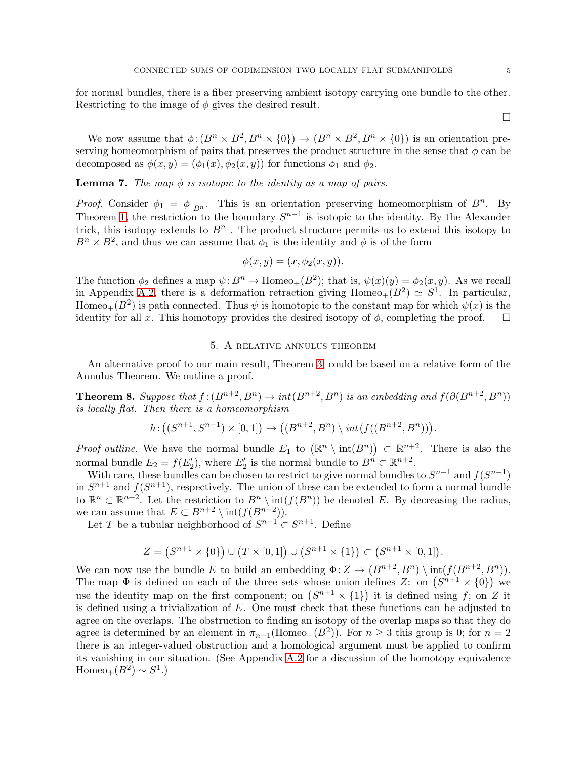for normal bundles, there is a fiber preserving ambient isotopy carrying one bundle to the other. Restricting to the image of $\phi$ gives the desired result.

□

We now assume that $\phi\colon (B^n \times B^2, B^n \times \{0\}) \to (B^n \times B^2, B^n \times \{0\})$ is an orientation preserving homeomorphism of pairs that preserves the product structure in the sense that $\phi$ can be decomposed as $\phi(x, y) = (\phi_1(x), \phi_2(x, y))$ for functions $\phi_1$ and $\phi_2$.

**Lemma 7.** *The map $\phi$ is isotopic to the identity as a map of pairs.*

*Proof.* Consider $\phi_1 = \phi\big|_{B^n}$. This is an orientation preserving homeomorphism of $B^n$. By Theorem 1, the restriction to the boundary $S^{n-1}$ is isotopic to the identity. By the Alexander trick, this isotopy extends to $B^n$ . The product structure permits us to extend this isotopy to $B^n \times B^2$, and thus we can assume that $\phi_1$ is the identity and $\phi$ is of the form

$$\phi(x, y) = (x, \phi_2(x, y)).$$

The function $\phi_2$ defines a map $\psi\colon B^n \to \mathrm{Homeo}_+(B^2)$; that is, $\psi(x)(y) = \phi_2(x, y)$. As we recall in Appendix A.2, there is a deformation retraction giving $\mathrm{Homeo}_+(B^2) \simeq S^1$. In particular, $\mathrm{Homeo}_+(B^2)$ is path connected. Thus $\psi$ is homotopic to the constant map for which $\psi(x)$ is the identity for all $x$. This homotopy provides the desired isotopy of $\phi$, completing the proof. □

## 5. A relative annulus theorem

An alternative proof to our main result, Theorem 3, could be based on a relative form of the Annulus Theorem. We outline a proof.

**Theorem 8.** *Suppose that $f\colon (B^{n+2}, B^n) \to int(B^{n+2}, B^n)$ is an embedding and $f(\partial(B^{n+2}, B^n))$ is locally flat. Then there is a homeomorphism*

$$h\colon \big((S^{n+1}, S^{n-1}) \times [0, 1]\big) \to \big((B^{n+2}, B^n) \setminus int(f((B^{n+2}, B^n)))\big).$$

*Proof outline.* We have the normal bundle $E_1$ to $\big(\mathbb{R}^n \setminus \mathrm{int}(B^n)\big) \subset \mathbb{R}^{n+2}$. There is also the normal bundle $E_2 = f(E_2')$, where $E_2'$ is the normal bundle to $B^n \subset \mathbb{R}^{n+2}$.

With care, these bundles can be chosen to restrict to give normal bundles to $S^{n-1}$ and $f(S^{n-1})$ in $S^{n+1}$ and $f(S^{n+1})$, respectively. The union of these can be extended to form a normal bundle to $\mathbb{R}^n \subset \mathbb{R}^{n+2}$. Let the restriction to $B^n \setminus \mathrm{int}(f(B^n))$ be denoted $E$. By decreasing the radius, we can assume that $E \subset B^{n+2} \setminus \mathrm{int}(f(B^{n+2}))$.

Let $T$ be a tubular neighborhood of $S^{n-1} \subset S^{n+1}$. Define

$$Z = \big(S^{n+1} \times \{0\}\big) \cup \big(T \times [0, 1]\big) \cup \big(S^{n+1} \times \{1\}\big) \subset \big(S^{n+1} \times [0, 1]\big).$$

We can now use the bundle $E$ to build an embedding $\Phi\colon Z \to (B^{n+2}, B^n) \setminus \mathrm{int}(f(B^{n+2}, B^n))$. The map $\Phi$ is defined on each of the three sets whose union defines $Z$: on $\big(S^{n+1} \times \{0\}\big)$ we use the identity map on the first component; on $\big(S^{n+1} \times \{1\}\big)$ it is defined using $f$; on $Z$ it is defined using a trivialization of $E$. One must check that these functions can be adjusted to agree on the overlaps. The obstruction to finding an isotopy of the overlap maps so that they do agree is determined by an element in $\pi_{n-1}(\mathrm{Homeo}_+(B^2))$. For $n \geq 3$ this group is 0; for $n = 2$ there is an integer-valued obstruction and a homological argument must be applied to confirm its vanishing in our situation. (See Appendix A.2 for a discussion of the homotopy equivalence $\mathrm{Homeo}_+(B^2) \sim S^1$.)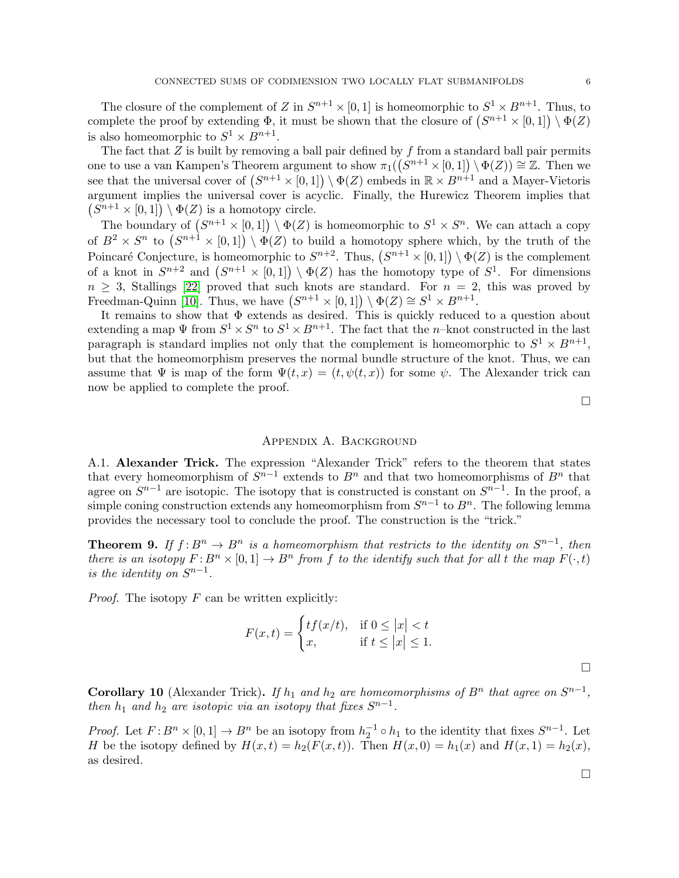The closure of the complement of $Z$ in $S^{n+1} \times [0,1]$ is homeomorphic to $S^1 \times B^{n+1}$. Thus, to complete the proof by extending $\Phi$, it must be shown that the closure of $\big(S^{n+1} \times [0,1]\big) \setminus \Phi(Z)$ is also homeomorphic to $S^1 \times B^{n+1}$.

The fact that $Z$ is built by removing a ball pair defined by $f$ from a standard ball pair permits one to use a van Kampen's Theorem argument to show $\pi_1(\big(S^{n+1} \times [0,1]\big) \setminus \Phi(Z)) \cong \mathbb{Z}$. Then we see that the universal cover of $\big(S^{n+1} \times [0,1]\big) \setminus \Phi(Z)$ embeds in $\mathbb{R} \times B^{n+1}$ and a Mayer-Vietoris argument implies the universal cover is acyclic. Finally, the Hurewicz Theorem implies that $\big(S^{n+1} \times [0,1]\big) \setminus \Phi(Z)$ is a homotopy circle.

The boundary of $\big(S^{n+1} \times [0,1]\big) \setminus \Phi(Z)$ is homeomorphic to $S^1 \times S^n$. We can attach a copy of $B^2 \times S^n$ to $\big(S^{n+1} \times [0,1]\big) \setminus \Phi(Z)$ to build a homotopy sphere which, by the truth of the Poincaré Conjecture, is homeomorphic to $S^{n+2}$. Thus, $\big(S^{n+1} \times [0,1]\big) \setminus \Phi(Z)$ is the complement of a knot in $S^{n+2}$ and $\big(S^{n+1} \times [0,1]\big) \setminus \Phi(Z)$ has the homotopy type of $S^1$. For dimensions $n \geq 3$, Stallings [22] proved that such knots are standard. For $n = 2$, this was proved by Freedman-Quinn [10]. Thus, we have $\big(S^{n+1} \times [0,1]\big) \setminus \Phi(Z) \cong S^1 \times B^{n+1}$.

It remains to show that $\Phi$ extends as desired. This is quickly reduced to a question about extending a map $\Psi$ from $S^1 \times S^n$ to $S^1 \times B^{n+1}$. The fact that the $n$–knot constructed in the last paragraph is standard implies not only that the complement is homeomorphic to $S^1 \times B^{n+1}$, but that the homeomorphism preserves the normal bundle structure of the knot. Thus, we can assume that $\Psi$ is map of the form $\Psi(t, x) = (t, \psi(t, x))$ for some $\psi$. The Alexander trick can now be applied to complete the proof.

□

## Appendix A. Background

**A.1. Alexander Trick.** The expression "Alexander Trick" refers to the theorem that states that every homeomorphism of $S^{n-1}$ extends to $B^n$ and that two homeomorphisms of $B^n$ that agree on $S^{n-1}$ are isotopic. The isotopy that is constructed is constant on $S^{n-1}$. In the proof, a simple coning construction extends any homeomorphism from $S^{n-1}$ to $B^n$. The following lemma provides the necessary tool to conclude the proof. The construction is the "trick."

**Theorem 9.** *If $f : B^n \to B^n$ is a homeomorphism that restricts to the identity on $S^{n-1}$, then there is an isotopy $F : B^n \times [0,1] \to B^n$ from $f$ to the identify such that for all $t$ the map $F(\cdot, t)$ is the identity on $S^{n-1}$.*

*Proof.* The isotopy $F$ can be written explicitly:

$$F(x,t) = \begin{cases} tf(x/t), & \text{if } 0 \leq |x| < t \\ x, & \text{if } t \leq |x| \leq 1. \end{cases}$$

□

**Corollary 10** (Alexander Trick)**.** *If $h_1$ and $h_2$ are homeomorphisms of $B^n$ that agree on $S^{n-1}$, then $h_1$ and $h_2$ are isotopic via an isotopy that fixes $S^{n-1}$.*

*Proof.* Let $F : B^n \times [0,1] \to B^n$ be an isotopy from $h_2^{-1} \circ h_1$ to the identity that fixes $S^{n-1}$. Let $H$ be the isotopy defined by $H(x,t) = h_2(F(x,t))$. Then $H(x,0) = h_1(x)$ and $H(x,1) = h_2(x)$, as desired.

□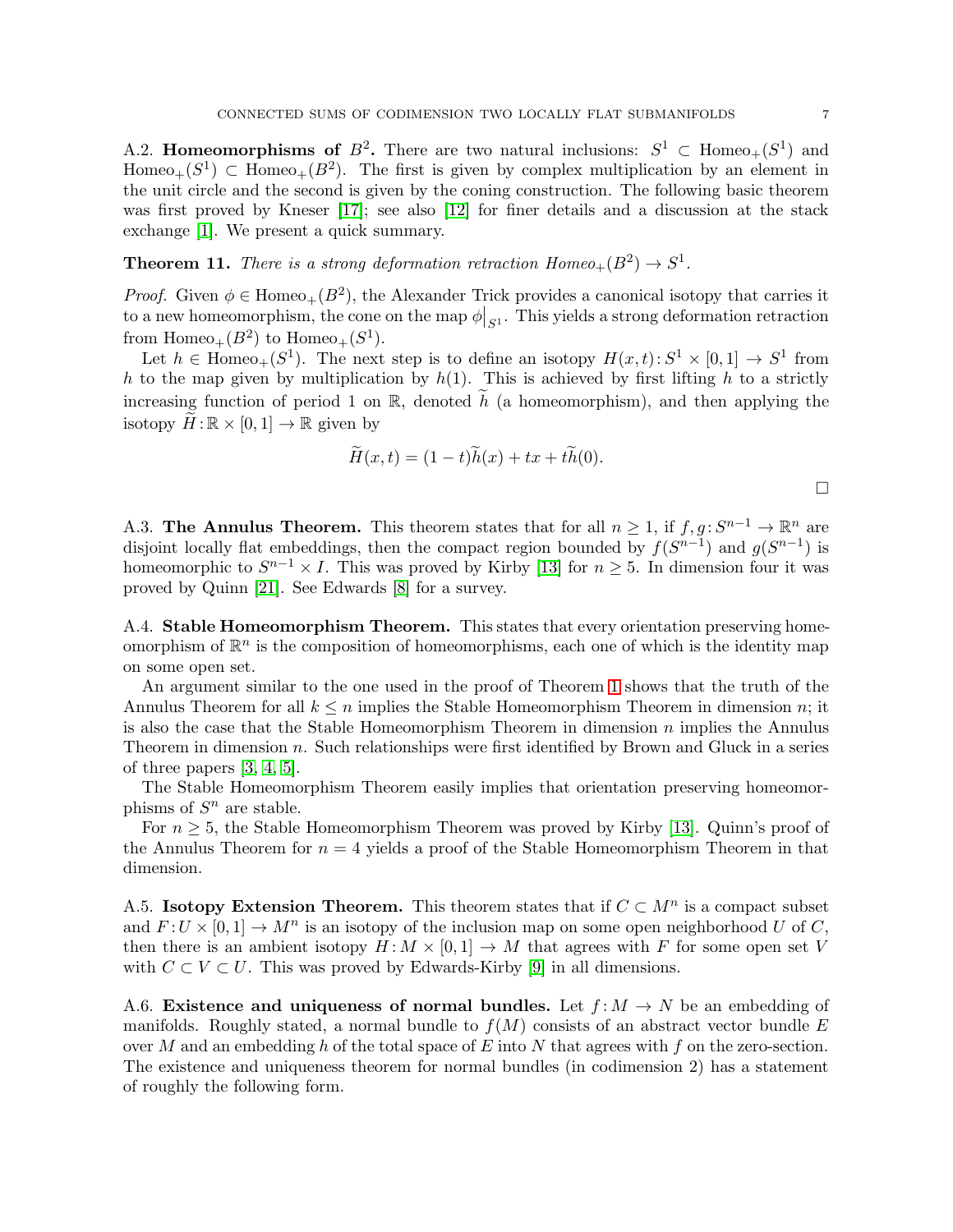A.2. **Homeomorphisms of $B^2$.** There are two natural inclusions: $S^1 \subset \text{Homeo}_+(S^1)$ and $\text{Homeo}_+(S^1) \subset \text{Homeo}_+(B^2)$. The first is given by complex multiplication by an element in the unit circle and the second is given by the coning construction. The following basic theorem was first proved by Kneser [17]; see also [12] for finer details and a discussion at the stack exchange [1]. We present a quick summary.

**Theorem 11.** *There is a strong deformation retraction $Homeo_+(B^2) \to S^1$.*

*Proof.* Given $\phi \in \text{Homeo}_+(B^2)$, the Alexander Trick provides a canonical isotopy that carries it to a new homeomorphism, the cone on the map $\phi\big|_{S^1}$. This yields a strong deformation retraction from $\text{Homeo}_+(B^2)$ to $\text{Homeo}_+(S^1)$.

Let $h \in \text{Homeo}_+(S^1)$. The next step is to define an isotopy $H(x,t)\colon S^1 \times [0,1] \to S^1$ from $h$ to the map given by multiplication by $h(1)$. This is achieved by first lifting $h$ to a strictly increasing function of period 1 on $\mathbb{R}$, denoted $\widetilde{h}$ (a homeomorphism), and then applying the isotopy $\widetilde{H}\colon \mathbb{R} \times [0,1] \to \mathbb{R}$ given by

$$\widetilde{H}(x,t) = (1-t)\widetilde{h}(x) + tx + t\widetilde{h}(0).$$

□

A.3. **The Annulus Theorem.** This theorem states that for all $n \geq 1$, if $f, g\colon S^{n-1} \to \mathbb{R}^n$ are disjoint locally flat embeddings, then the compact region bounded by $f(S^{n-1})$ and $g(S^{n-1})$ is homeomorphic to $S^{n-1} \times I$. This was proved by Kirby [13] for $n \geq 5$. In dimension four it was proved by Quinn [21]. See Edwards [8] for a survey.

A.4. **Stable Homeomorphism Theorem.** This states that every orientation preserving homeomorphism of $\mathbb{R}^n$ is the composition of homeomorphisms, each one of which is the identity map on some open set.

An argument similar to the one used in the proof of Theorem 1 shows that the truth of the Annulus Theorem for all $k \leq n$ implies the Stable Homeomorphism Theorem in dimension $n$; it is also the case that the Stable Homeomorphism Theorem in dimension $n$ implies the Annulus Theorem in dimension $n$. Such relationships were first identified by Brown and Gluck in a series of three papers [3, 4, 5].

The Stable Homeomorphism Theorem easily implies that orientation preserving homeomorphisms of $S^n$ are stable.

For $n \geq 5$, the Stable Homeomorphism Theorem was proved by Kirby [13]. Quinn's proof of the Annulus Theorem for $n = 4$ yields a proof of the Stable Homeomorphism Theorem in that dimension.

A.5. **Isotopy Extension Theorem.** This theorem states that if $C \subset M^n$ is a compact subset and $F\colon U \times [0,1] \to M^n$ is an isotopy of the inclusion map on some open neighborhood $U$ of $C$, then there is an ambient isotopy $H\colon M \times [0,1] \to M$ that agrees with $F$ for some open set $V$ with $C \subset V \subset U$. This was proved by Edwards-Kirby [9] in all dimensions.

A.6. **Existence and uniqueness of normal bundles.** Let $f\colon M \to N$ be an embedding of manifolds. Roughly stated, a normal bundle to $f(M)$ consists of an abstract vector bundle $E$ over $M$ and an embedding $h$ of the total space of $E$ into $N$ that agrees with $f$ on the zero-section. The existence and uniqueness theorem for normal bundles (in codimension 2) has a statement of roughly the following form.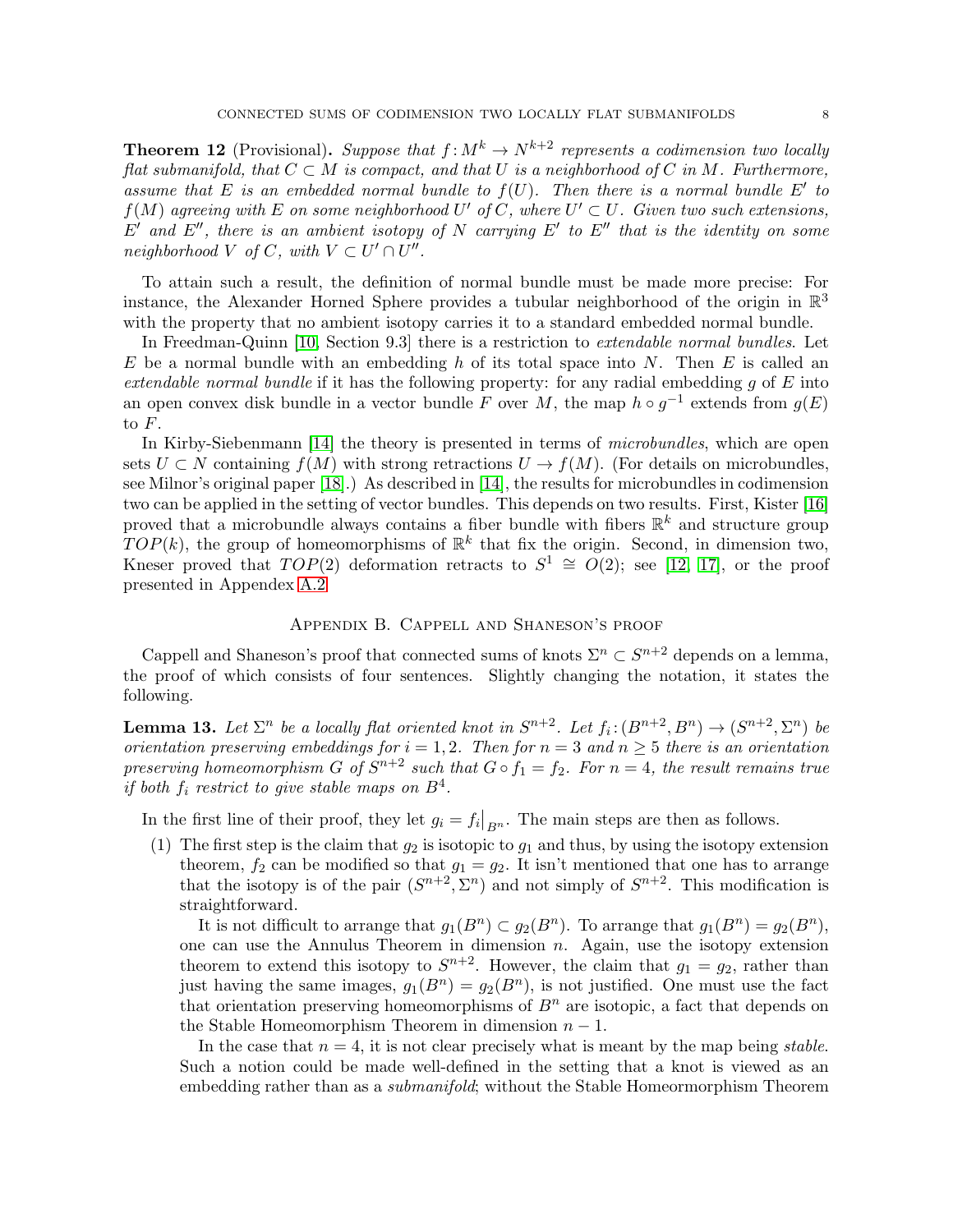**Theorem 12** (Provisional)**.** *Suppose that $f\colon M^k \to N^{k+2}$ represents a codimension two locally flat submanifold, that $C \subset M$ is compact, and that $U$ is a neighborhood of $C$ in $M$. Furthermore, assume that $E$ is an embedded normal bundle to $f(U)$. Then there is a normal bundle $E'$ to $f(M)$ agreeing with $E$ on some neighborhood $U'$ of $C$, where $U' \subset U$. Given two such extensions, $E'$ and $E''$, there is an ambient isotopy of $N$ carrying $E'$ to $E''$ that is the identity on some neighborhood $V$ of $C$, with $V \subset U' \cap U''$.*

To attain such a result, the definition of normal bundle must be made more precise: For instance, the Alexander Horned Sphere provides a tubular neighborhood of the origin in $\mathbb{R}^3$ with the property that no ambient isotopy carries it to a standard embedded normal bundle.

In Freedman-Quinn [10, Section 9.3] there is a restriction to *extendable normal bundles*. Let $E$ be a normal bundle with an embedding $h$ of its total space into $N$. Then $E$ is called an *extendable normal bundle* if it has the following property: for any radial embedding $g$ of $E$ into an open convex disk bundle in a vector bundle $F$ over $M$, the map $h \circ g^{-1}$ extends from $g(E)$ to $F$.

In Kirby-Siebenmann [14] the theory is presented in terms of *microbundles*, which are open sets $U \subset N$ containing $f(M)$ with strong retractions $U \to f(M)$. (For details on microbundles, see Milnor's original paper [18].) As described in [14], the results for microbundles in codimension two can be applied in the setting of vector bundles. This depends on two results. First, Kister [16] proved that a microbundle always contains a fiber bundle with fibers $\mathbb{R}^k$ and structure group $TOP(k)$, the group of homeomorphisms of $\mathbb{R}^k$ that fix the origin. Second, in dimension two, Kneser proved that $TOP(2)$ deformation retracts to $S^1 \cong O(2)$; see [12, 17], or the proof presented in Appendex A.2.

## Appendix B. Cappell and Shaneson's proof

Cappell and Shaneson's proof that connected sums of knots $\Sigma^n \subset S^{n+2}$ depends on a lemma, the proof of which consists of four sentences. Slightly changing the notation, it states the following.

**Lemma 13.** *Let $\Sigma^n$ be a locally flat oriented knot in $S^{n+2}$. Let $f_i\colon (B^{n+2}, B^n) \to (S^{n+2}, \Sigma^n)$ be orientation preserving embeddings for $i = 1, 2$. Then for $n = 3$ and $n \geq 5$ there is an orientation preserving homeomorphism $G$ of $S^{n+2}$ such that $G \circ f_1 = f_2$. For $n = 4$, the result remains true if both $f_i$ restrict to give stable maps on $B^4$.*

In the first line of their proof, they let $g_i = f_i\big|_{B^n}$. The main steps are then as follows.

(1) The first step is the claim that $g_2$ is isotopic to $g_1$ and thus, by using the isotopy extension theorem, $f_2$ can be modified so that $g_1 = g_2$. It isn't mentioned that one has to arrange that the isotopy is of the pair $(S^{n+2}, \Sigma^n)$ and not simply of $S^{n+2}$. This modification is straightforward.

It is not difficult to arrange that $g_1(B^n) \subset g_2(B^n)$. To arrange that $g_1(B^n) = g_2(B^n)$, one can use the Annulus Theorem in dimension $n$. Again, use the isotopy extension theorem to extend this isotopy to $S^{n+2}$. However, the claim that $g_1 = g_2$, rather than just having the same images, $g_1(B^n) = g_2(B^n)$, is not justified. One must use the fact that orientation preserving homeomorphisms of $B^n$ are isotopic, a fact that depends on the Stable Homeomorphism Theorem in dimension $n - 1$.

In the case that $n = 4$, it is not clear precisely what is meant by the map being *stable*. Such a notion could be made well-defined in the setting that a knot is viewed as an embedding rather than as a *submanifold*; without the Stable Homeormorphism Theorem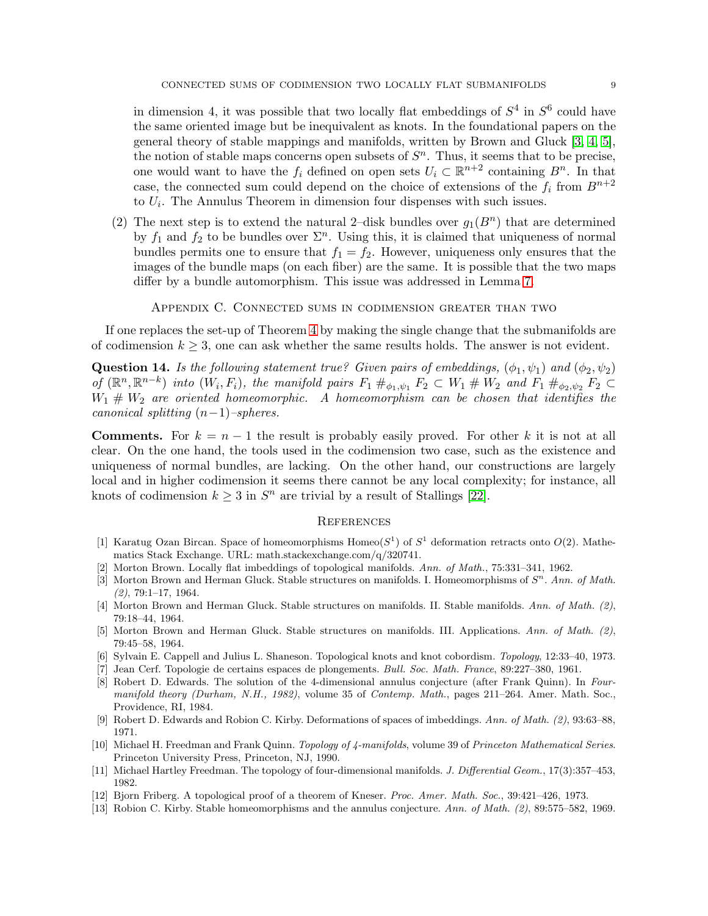in dimension 4, it was possible that two locally flat embeddings of $S^4$ in $S^6$ could have the same oriented image but be inequivalent as knots. In the foundational papers on the general theory of stable mappings and manifolds, written by Brown and Gluck [3, 4, 5], the notion of stable maps concerns open subsets of $S^n$. Thus, it seems that to be precise, one would want to have the $f_i$ defined on open sets $U_i \subset \mathbb{R}^{n+2}$ containing $B^n$. In that case, the connected sum could depend on the choice of extensions of the $f_i$ from $B^{n+2}$ to $U_i$. The Annulus Theorem in dimension four dispenses with such issues.

(2) The next step is to extend the natural 2–disk bundles over $g_1(B^n)$ that are determined by $f_1$ and $f_2$ to be bundles over $\Sigma^n$. Using this, it is claimed that uniqueness of normal bundles permits one to ensure that $f_1 = f_2$. However, uniqueness only ensures that the images of the bundle maps (on each fiber) are the same. It is possible that the two maps differ by a bundle automorphism. This issue was addressed in Lemma 7.

## Appendix C. Connected sums in codimension greater than two

If one replaces the set-up of Theorem 4 by making the single change that the submanifolds are of codimension $k \geq 3$, one can ask whether the same results holds. The answer is not evident.

**Question 14.** *Is the following statement true? Given pairs of embeddings, $(\phi_1, \psi_1)$ and $(\phi_2, \psi_2)$ of $(\mathbb{R}^n, \mathbb{R}^{n-k})$ into $(W_i, F_i)$, the manifold pairs $F_1 \#_{\phi_1,\psi_1} F_2 \subset W_1 \# W_2$ and $F_1 \#_{\phi_2,\psi_2} F_2 \subset W_1 \# W_2$ are oriented homeomorphic. A homeomorphism can be chosen that identifies the canonical splitting $(n-1)$–spheres.*

**Comments.** For $k = n - 1$ the result is probably easily proved. For other $k$ it is not at all clear. On the one hand, the tools used in the codimension two case, such as the existence and uniqueness of normal bundles, are lacking. On the other hand, our constructions are largely local and in higher codimension it seems there cannot be any local complexity; for instance, all knots of codimension $k \geq 3$ in $S^n$ are trivial by a result of Stallings [22].

## References

[1] Karatug Ozan Bircan. Space of homeomorphisms Homeo($S^1$) of $S^1$ deformation retracts onto $O(2)$. Mathematics Stack Exchange. URL: math.stackexchange.com/q/320741.

[2] Morton Brown. Locally flat imbeddings of topological manifolds. *Ann. of Math.*, 75:331–341, 1962.

[3] Morton Brown and Herman Gluck. Stable structures on manifolds. I. Homeomorphisms of $S^n$. *Ann. of Math. (2)*, 79:1–17, 1964.

[4] Morton Brown and Herman Gluck. Stable structures on manifolds. II. Stable manifolds. *Ann. of Math. (2)*, 79:18–44, 1964.

[5] Morton Brown and Herman Gluck. Stable structures on manifolds. III. Applications. *Ann. of Math. (2)*, 79:45–58, 1964.

[6] Sylvain E. Cappell and Julius L. Shaneson. Topological knots and knot cobordism. *Topology*, 12:33–40, 1973.

[7] Jean Cerf. Topologie de certains espaces de plongements. *Bull. Soc. Math. France*, 89:227–380, 1961.

[8] Robert D. Edwards. The solution of the 4-dimensional annulus conjecture (after Frank Quinn). In *Four-manifold theory (Durham, N.H., 1982)*, volume 35 of *Contemp. Math.*, pages 211–264. Amer. Math. Soc., Providence, RI, 1984.

[9] Robert D. Edwards and Robion C. Kirby. Deformations of spaces of imbeddings. *Ann. of Math. (2)*, 93:63–88, 1971.

[10] Michael H. Freedman and Frank Quinn. *Topology of 4-manifolds*, volume 39 of *Princeton Mathematical Series*. Princeton University Press, Princeton, NJ, 1990.

[11] Michael Hartley Freedman. The topology of four-dimensional manifolds. *J. Differential Geom.*, 17(3):357–453, 1982.

[12] Bjorn Friberg. A topological proof of a theorem of Kneser. *Proc. Amer. Math. Soc.*, 39:421–426, 1973.

[13] Robion C. Kirby. Stable homeomorphisms and the annulus conjecture. *Ann. of Math. (2)*, 89:575–582, 1969.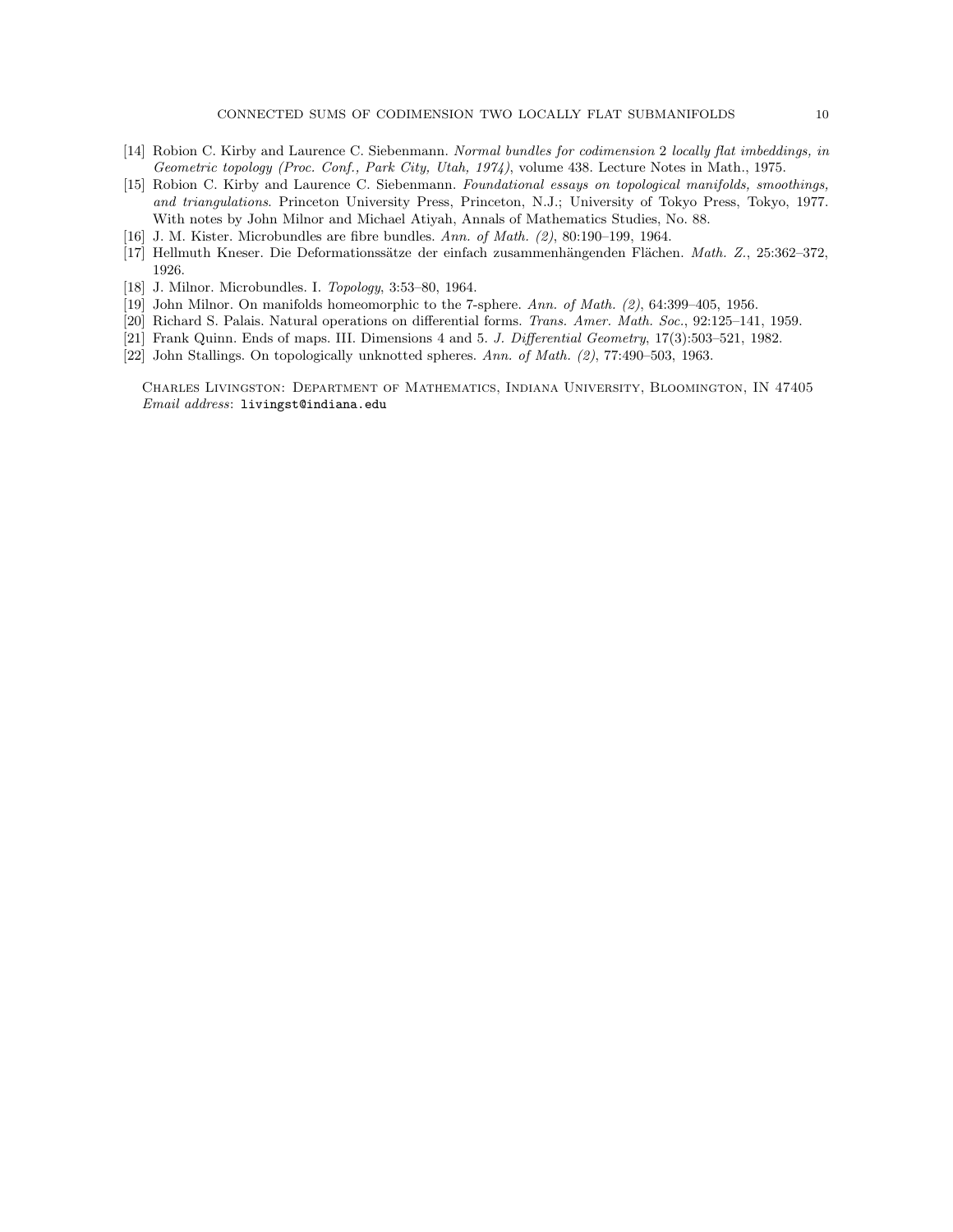[14] Robion C. Kirby and Laurence C. Siebenmann. *Normal bundles for codimension* 2 *locally flat imbeddings, in Geometric topology (Proc. Conf., Park City, Utah, 1974)*, volume 438. Lecture Notes in Math., 1975.

[15] Robion C. Kirby and Laurence C. Siebenmann. *Foundational essays on topological manifolds, smoothings, and triangulations*. Princeton University Press, Princeton, N.J.; University of Tokyo Press, Tokyo, 1977. With notes by John Milnor and Michael Atiyah, Annals of Mathematics Studies, No. 88.

[16] J. M. Kister. Microbundles are fibre bundles. *Ann. of Math. (2)*, 80:190–199, 1964.

[17] Hellmuth Kneser. Die Deformationssätze der einfach zusammenhängenden Flächen. *Math. Z.*, 25:362–372, 1926.

[18] J. Milnor. Microbundles. I. *Topology*, 3:53–80, 1964.

[19] John Milnor. On manifolds homeomorphic to the 7-sphere. *Ann. of Math. (2)*, 64:399–405, 1956.

[20] Richard S. Palais. Natural operations on differential forms. *Trans. Amer. Math. Soc.*, 92:125–141, 1959.

[21] Frank Quinn. Ends of maps. III. Dimensions 4 and 5. *J. Differential Geometry*, 17(3):503–521, 1982.

[22] John Stallings. On topologically unknotted spheres. *Ann. of Math. (2)*, 77:490–503, 1963.

Charles Livingston: Department of Mathematics, Indiana University, Bloomington, IN 47405
*Email address*: `livingst@indiana.edu`